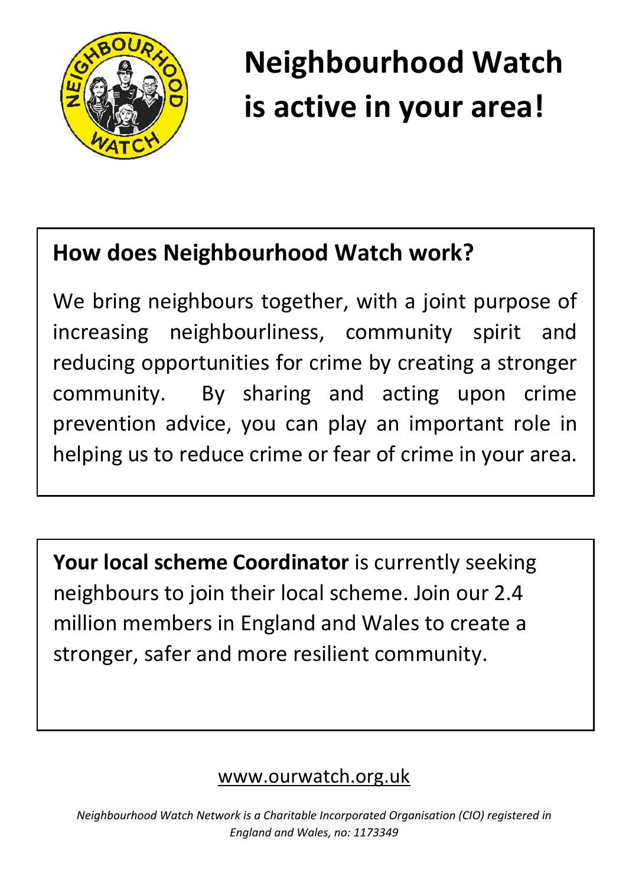# Neighbourhood Watch is active in your area!

## How does Neighbourhood Watch work?

We bring neighbours together, with a joint purpose of increasing neighbourliness, community spirit and reducing opportunities for crime by creating a stronger community. By sharing and acting upon crime prevention advice, you can play an important role in helping us to reduce crime or fear of crime in your area.

**Your local scheme Coordinator** is currently seeking neighbours to join their local scheme. Join our 2.4 million members in England and Wales to create a stronger, safer and more resilient community.

www.ourwatch.org.uk

*Neighbourhood Watch Network is a Charitable Incorporated Organisation (CIO) registered in England and Wales, no: 1173349*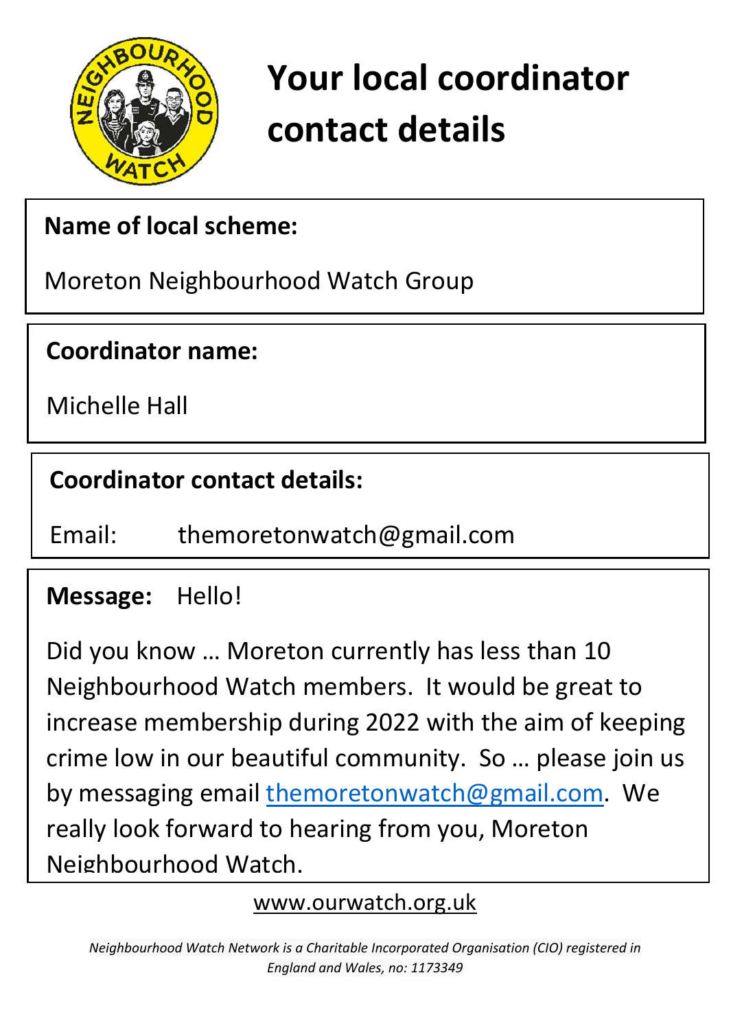# Your local coordinator contact details

**Name of local scheme:**

Moreton Neighbourhood Watch Group

**Coordinator name:**

Michelle Hall

**Coordinator contact details:**

Email: themoretonwatch@gmail.com

**Message:** Hello!

Did you know … Moreton currently has less than 10 Neighbourhood Watch members. It would be great to increase membership during 2022 with the aim of keeping crime low in our beautiful community. So … please join us by messaging email themoretonwatch@gmail.com. We really look forward to hearing from you, Moreton Neighbourhood Watch.

www.ourwatch.org.uk

*Neighbourhood Watch Network is a Charitable Incorporated Organisation (CIO) registered in England and Wales, no: 1173349*